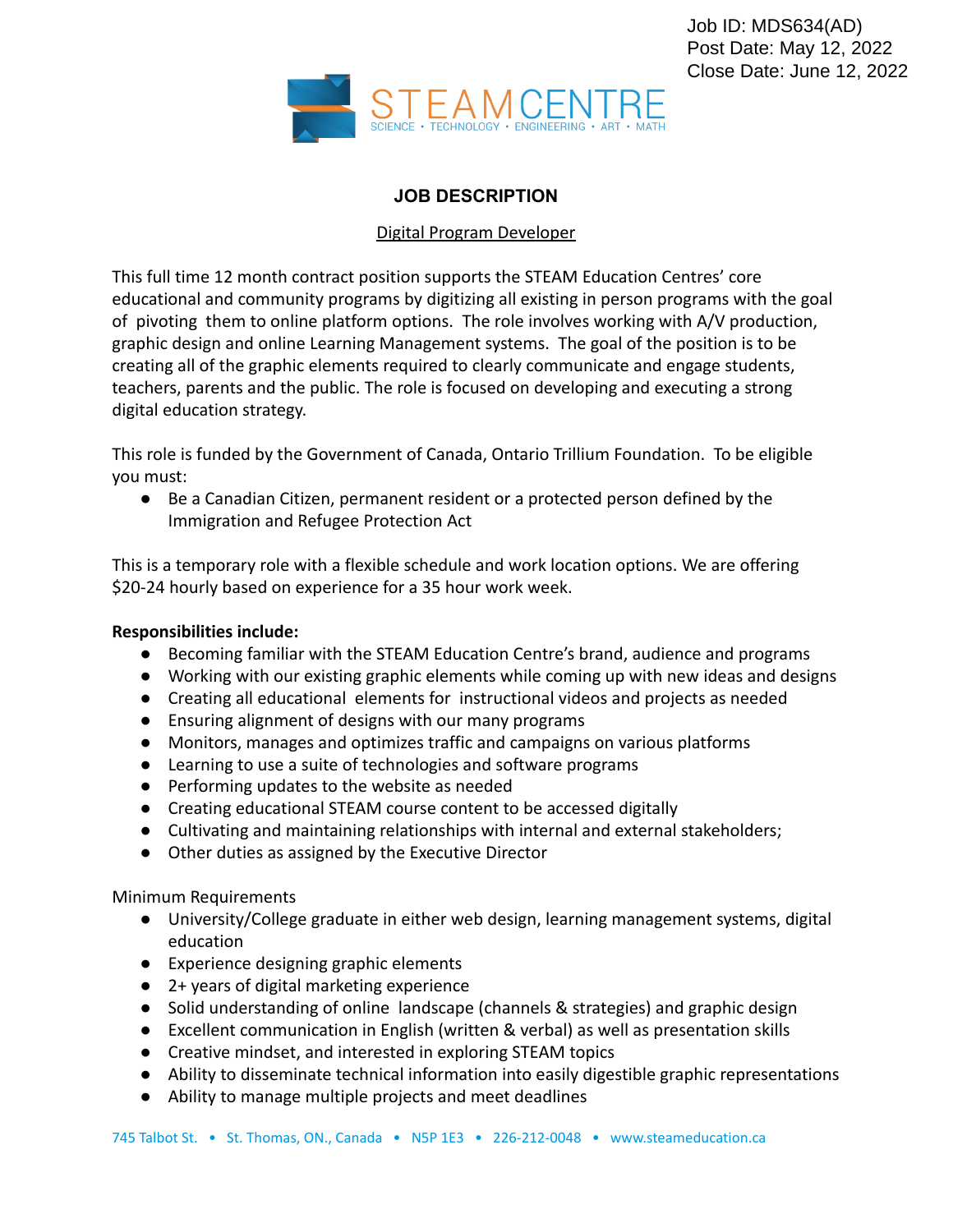Job ID: MDS634(AD)
Post Date: May 12, 2022
Close Date: June 12, 2022

STEAM CENTRE
SCIENCE • TECHNOLOGY • ENGINEERING • ART • MATH

# JOB DESCRIPTION

Digital Program Developer

This full time 12 month contract position supports the STEAM Education Centres' core educational and community programs by digitizing all existing in person programs with the goal of pivoting them to online platform options. The role involves working with A/V production, graphic design and online Learning Management systems. The goal of the position is to be creating all of the graphic elements required to clearly communicate and engage students, teachers, parents and the public. The role is focused on developing and executing a strong digital education strategy.

This role is funded by the Government of Canada, Ontario Trillium Foundation. To be eligible you must:

- Be a Canadian Citizen, permanent resident or a protected person defined by the Immigration and Refugee Protection Act

This is a temporary role with a flexible schedule and work location options. We are offering $20-24 hourly based on experience for a 35 hour work week.

**Responsibilities include:**

- Becoming familiar with the STEAM Education Centre's brand, audience and programs
- Working with our existing graphic elements while coming up with new ideas and designs
- Creating all educational elements for instructional videos and projects as needed
- Ensuring alignment of designs with our many programs
- Monitors, manages and optimizes traffic and campaigns on various platforms
- Learning to use a suite of technologies and software programs
- Performing updates to the website as needed
- Creating educational STEAM course content to be accessed digitally
- Cultivating and maintaining relationships with internal and external stakeholders;
- Other duties as assigned by the Executive Director

Minimum Requirements

- University/College graduate in either web design, learning management systems, digital education
- Experience designing graphic elements
- 2+ years of digital marketing experience
- Solid understanding of online landscape (channels & strategies) and graphic design
- Excellent communication in English (written & verbal) as well as presentation skills
- Creative mindset, and interested in exploring STEAM topics
- Ability to disseminate technical information into easily digestible graphic representations
- Ability to manage multiple projects and meet deadlines

745 Talbot St. • St. Thomas, ON., Canada • N5P 1E3 • 226-212-0048 • www.steameducation.ca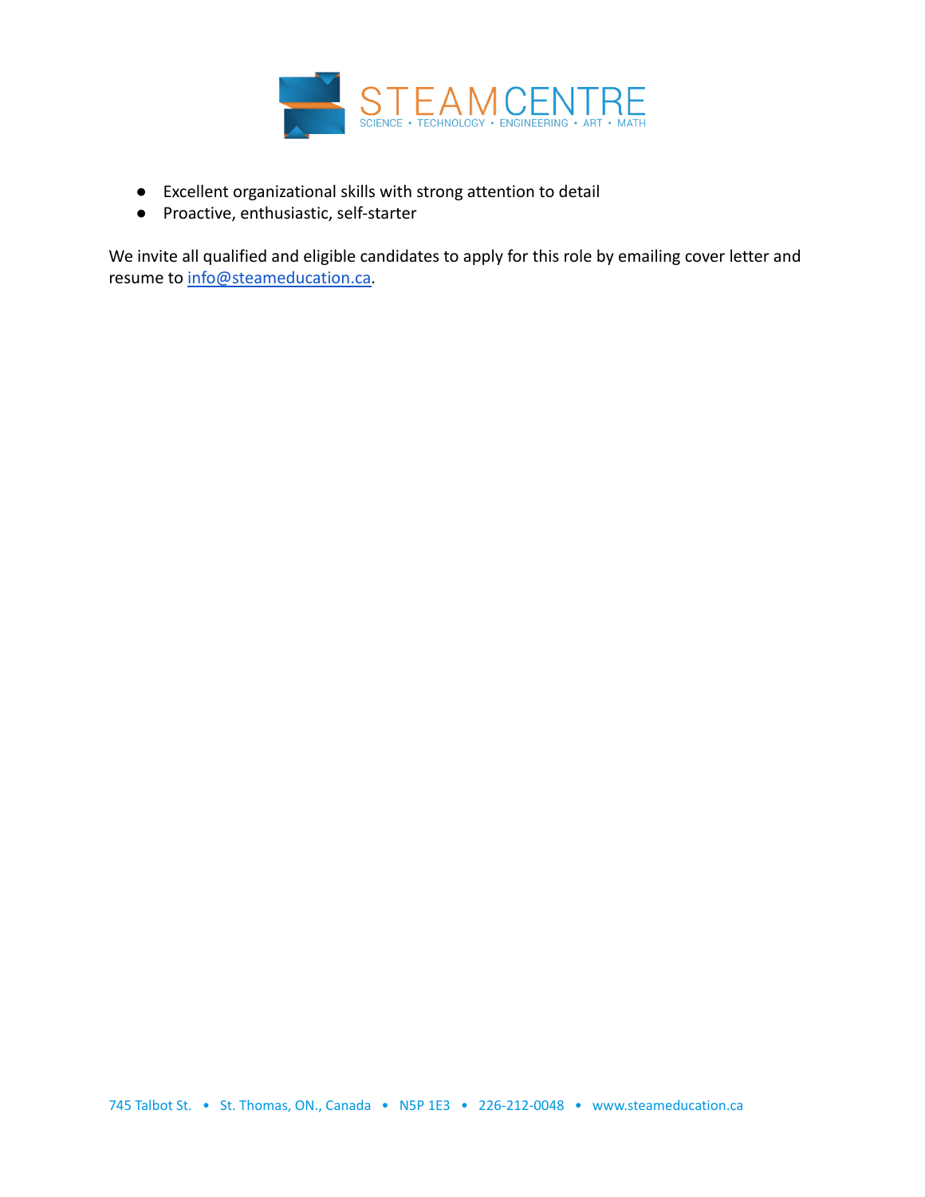- Excellent organizational skills with strong attention to detail
- Proactive, enthusiastic, self-starter

We invite all qualified and eligible candidates to apply for this role by emailing cover letter and resume to info@steameducation.ca.